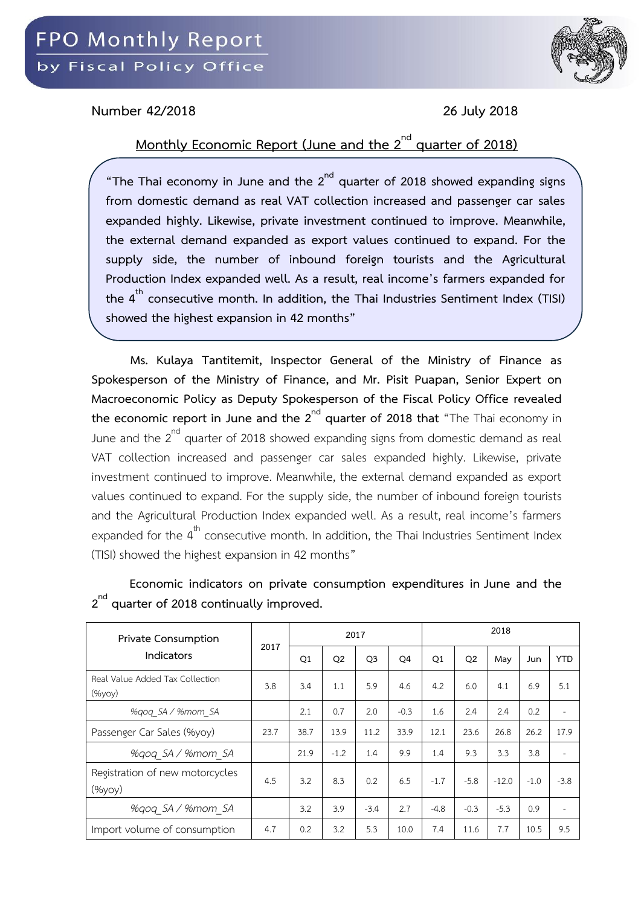# FPO Monthly Report

by Fiscal Policy Office

Number 42/2018 26 July 2018

## Monthly Economic Report (June and the 2nd quarter of 2018)

> **"The Thai economy in June and the 2nd quarter of 2018 showed expanding signs from domestic demand as real VAT collection increased and passenger car sales expanded highly. Likewise, private investment continued to improve. Meanwhile, the external demand expanded as export values continued to expand. For the supply side, the number of inbound foreign tourists and the Agricultural Production Index expanded well. As a result, real income's farmers expanded for the 4th consecutive month. In addition, the Thai Industries Sentiment Index (TISI) showed the highest expansion in 42 months"**

**Ms. Kulaya Tantitemit, Inspector General of the Ministry of Finance as Spokesperson of the Ministry of Finance, and Mr. Pisit Puapan, Senior Expert on Macroeconomic Policy as Deputy Spokesperson of the Fiscal Policy Office revealed the economic report in June and the 2nd quarter of 2018 that** "The Thai economy in June and the 2nd quarter of 2018 showed expanding signs from domestic demand as real VAT collection increased and passenger car sales expanded highly. Likewise, private investment continued to improve. Meanwhile, the external demand expanded as export values continued to expand. For the supply side, the number of inbound foreign tourists and the Agricultural Production Index expanded well. As a result, real income's farmers expanded for the 4th consecutive month. In addition, the Thai Industries Sentiment Index (TISI) showed the highest expansion in 42 months"

**Economic indicators on private consumption expenditures in June and the 2nd quarter of 2018 continually improved.**

| Private Consumption Indicators | 2017 | 2017 | | | | 2018 | | | | |
|---|---|---|---|---|---|---|---|---|---|---|
| | | Q1 | Q2 | Q3 | Q4 | Q1 | Q2 | May | Jun | YTD |
| Real Value Added Tax Collection (%yoy) | 3.8 | 3.4 | 1.1 | 5.9 | 4.6 | 4.2 | 6.0 | 4.1 | 6.9 | 5.1 |
| *%qoq_SA / %mom_SA* | | 2.1 | 0.7 | 2.0 | -0.3 | 1.6 | 2.4 | 2.4 | 0.2 | - |
| Passenger Car Sales (%yoy) | 23.7 | 38.7 | 13.9 | 11.2 | 33.9 | 12.1 | 23.6 | 26.8 | 26.2 | 17.9 |
| *%qoq_SA / %mom_SA* | | 21.9 | -1.2 | 1.4 | 9.9 | 1.4 | 9.3 | 3.3 | 3.8 | - |
| Registration of new motorcycles (%yoy) | 4.5 | 3.2 | 8.3 | 0.2 | 6.5 | -1.7 | -5.8 | -12.0 | -1.0 | -3.8 |
| *%qoq_SA / %mom_SA* | | 3.2 | 3.9 | -3.4 | 2.7 | -4.8 | -0.3 | -5.3 | 0.9 | - |
| Import volume of consumption | 4.7 | 0.2 | 3.2 | 5.3 | 10.0 | 7.4 | 11.6 | 7.7 | 10.5 | 9.5 |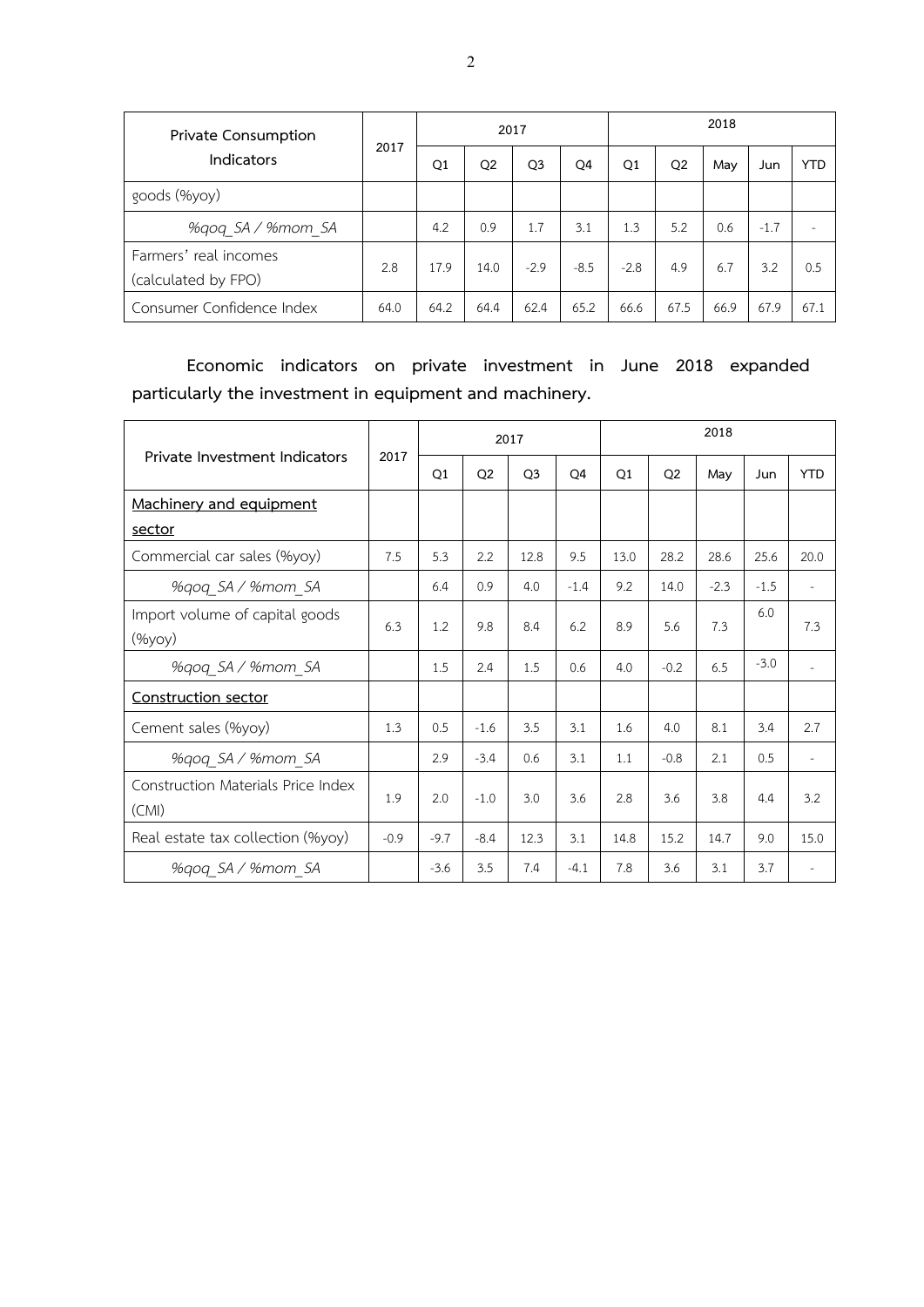| Private Consumption Indicators | 2017 | 2017 | | | | 2018 | | | | |
|---|---|---|---|---|---|---|---|---|---|---|
| | | Q1 | Q2 | Q3 | Q4 | Q1 | Q2 | May | Jun | YTD |
| goods (%yoy) | | | | | | | | | | |
| *%qoq_SA / %mom_SA* | | 4.2 | 0.9 | 1.7 | 3.1 | 1.3 | 5.2 | 0.6 | -1.7 | - |
| Farmers' real incomes (calculated by FPO) | 2.8 | 17.9 | 14.0 | -2.9 | -8.5 | -2.8 | 4.9 | 6.7 | 3.2 | 0.5 |
| Consumer Confidence Index | 64.0 | 64.2 | 64.4 | 62.4 | 65.2 | 66.6 | 67.5 | 66.9 | 67.9 | 67.1 |

**Economic indicators on private investment in June 2018 expanded particularly the investment in equipment and machinery.**

| Private Investment Indicators | 2017 | 2017 | | | | 2018 | | | | |
|---|---|---|---|---|---|---|---|---|---|---|
| | | Q1 | Q2 | Q3 | Q4 | Q1 | Q2 | May | Jun | YTD |
| <u>Machinery and equipment sector</u> | | | | | | | | | | |
| Commercial car sales (%yoy) | 7.5 | 5.3 | 2.2 | 12.8 | 9.5 | 13.0 | 28.2 | 28.6 | 25.6 | 20.0 |
| *%qoq_SA / %mom_SA* | | 6.4 | 0.9 | 4.0 | -1.4 | 9.2 | 14.0 | -2.3 | -1.5 | - |
| Import volume of capital goods (%yoy) | 6.3 | 1.2 | 9.8 | 8.4 | 6.2 | 8.9 | 5.6 | 7.3 | 6.0 | 7.3 |
| *%qoq_SA / %mom_SA* | | 1.5 | 2.4 | 1.5 | 0.6 | 4.0 | -0.2 | 6.5 | -3.0 | - |
| <u>Construction sector</u> | | | | | | | | | | |
| Cement sales (%yoy) | 1.3 | 0.5 | -1.6 | 3.5 | 3.1 | 1.6 | 4.0 | 8.1 | 3.4 | 2.7 |
| *%qoq_SA / %mom_SA* | | 2.9 | -3.4 | 0.6 | 3.1 | 1.1 | -0.8 | 2.1 | 0.5 | - |
| Construction Materials Price Index (CMI) | 1.9 | 2.0 | -1.0 | 3.0 | 3.6 | 2.8 | 3.6 | 3.8 | 4.4 | 3.2 |
| Real estate tax collection (%yoy) | -0.9 | -9.7 | -8.4 | 12.3 | 3.1 | 14.8 | 15.2 | 14.7 | 9.0 | 15.0 |
| *%qoq_SA / %mom_SA* | | -3.6 | 3.5 | 7.4 | -4.1 | 7.8 | 3.6 | 3.1 | 3.7 | - |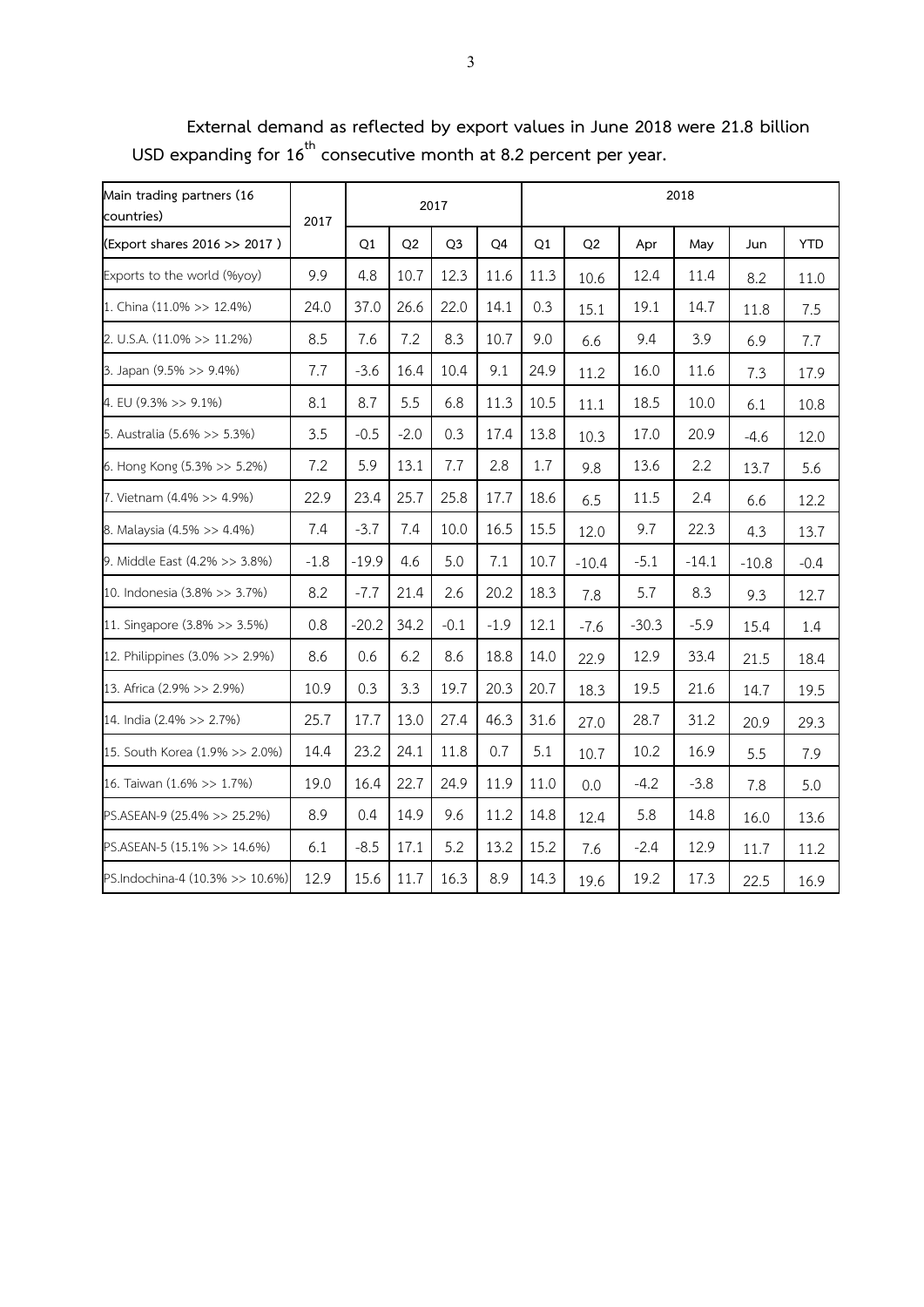**External demand as reflected by export values in June 2018 were 21.8 billion USD expanding for 16th consecutive month at 8.2 percent per year.**

| Main trading partners (16 countries) | 2017 | 2017 | | | | 2018 | | | | | |
|---|---|---|---|---|---|---|---|---|---|---|---|
| (Export shares 2016 >> 2017 ) | | Q1 | Q2 | Q3 | Q4 | Q1 | Q2 | Apr | May | Jun | YTD |
| Exports to the world (%yoy) | 9.9 | 4.8 | 10.7 | 12.3 | 11.6 | 11.3 | 10.6 | 12.4 | 11.4 | 8.2 | 11.0 |
| 1. China (11.0% >> 12.4%) | 24.0 | 37.0 | 26.6 | 22.0 | 14.1 | 0.3 | 15.1 | 19.1 | 14.7 | 11.8 | 7.5 |
| 2. U.S.A. (11.0% >> 11.2%) | 8.5 | 7.6 | 7.2 | 8.3 | 10.7 | 9.0 | 6.6 | 9.4 | 3.9 | 6.9 | 7.7 |
| 3. Japan (9.5% >> 9.4%) | 7.7 | -3.6 | 16.4 | 10.4 | 9.1 | 24.9 | 11.2 | 16.0 | 11.6 | 7.3 | 17.9 |
| 4. EU (9.3% >> 9.1%) | 8.1 | 8.7 | 5.5 | 6.8 | 11.3 | 10.5 | 11.1 | 18.5 | 10.0 | 6.1 | 10.8 |
| 5. Australia (5.6% >> 5.3%) | 3.5 | -0.5 | -2.0 | 0.3 | 17.4 | 13.8 | 10.3 | 17.0 | 20.9 | -4.6 | 12.0 |
| 6. Hong Kong (5.3% >> 5.2%) | 7.2 | 5.9 | 13.1 | 7.7 | 2.8 | 1.7 | 9.8 | 13.6 | 2.2 | 13.7 | 5.6 |
| 7. Vietnam (4.4% >> 4.9%) | 22.9 | 23.4 | 25.7 | 25.8 | 17.7 | 18.6 | 6.5 | 11.5 | 2.4 | 6.6 | 12.2 |
| 8. Malaysia (4.5% >> 4.4%) | 7.4 | -3.7 | 7.4 | 10.0 | 16.5 | 15.5 | 12.0 | 9.7 | 22.3 | 4.3 | 13.7 |
| 9. Middle East (4.2% >> 3.8%) | -1.8 | -19.9 | 4.6 | 5.0 | 7.1 | 10.7 | -10.4 | -5.1 | -14.1 | -10.8 | -0.4 |
| 10. Indonesia (3.8% >> 3.7%) | 8.2 | -7.7 | 21.4 | 2.6 | 20.2 | 18.3 | 7.8 | 5.7 | 8.3 | 9.3 | 12.7 |
| 11. Singapore (3.8% >> 3.5%) | 0.8 | -20.2 | 34.2 | -0.1 | -1.9 | 12.1 | -7.6 | -30.3 | -5.9 | 15.4 | 1.4 |
| 12. Philippines (3.0% >> 2.9%) | 8.6 | 0.6 | 6.2 | 8.6 | 18.8 | 14.0 | 22.9 | 12.9 | 33.4 | 21.5 | 18.4 |
| 13. Africa (2.9% >> 2.9%) | 10.9 | 0.3 | 3.3 | 19.7 | 20.3 | 20.7 | 18.3 | 19.5 | 21.6 | 14.7 | 19.5 |
| 14. India (2.4% >> 2.7%) | 25.7 | 17.7 | 13.0 | 27.4 | 46.3 | 31.6 | 27.0 | 28.7 | 31.2 | 20.9 | 29.3 |
| 15. South Korea (1.9% >> 2.0%) | 14.4 | 23.2 | 24.1 | 11.8 | 0.7 | 5.1 | 10.7 | 10.2 | 16.9 | 5.5 | 7.9 |
| 16. Taiwan (1.6% >> 1.7%) | 19.0 | 16.4 | 22.7 | 24.9 | 11.9 | 11.0 | 0.0 | -4.2 | -3.8 | 7.8 | 5.0 |
| PS.ASEAN-9 (25.4% >> 25.2%) | 8.9 | 0.4 | 14.9 | 9.6 | 11.2 | 14.8 | 12.4 | 5.8 | 14.8 | 16.0 | 13.6 |
| PS.ASEAN-5 (15.1% >> 14.6%) | 6.1 | -8.5 | 17.1 | 5.2 | 13.2 | 15.2 | 7.6 | -2.4 | 12.9 | 11.7 | 11.2 |
| PS.Indochina-4 (10.3% >> 10.6%) | 12.9 | 15.6 | 11.7 | 16.3 | 8.9 | 14.3 | 19.6 | 19.2 | 17.3 | 22.5 | 16.9 |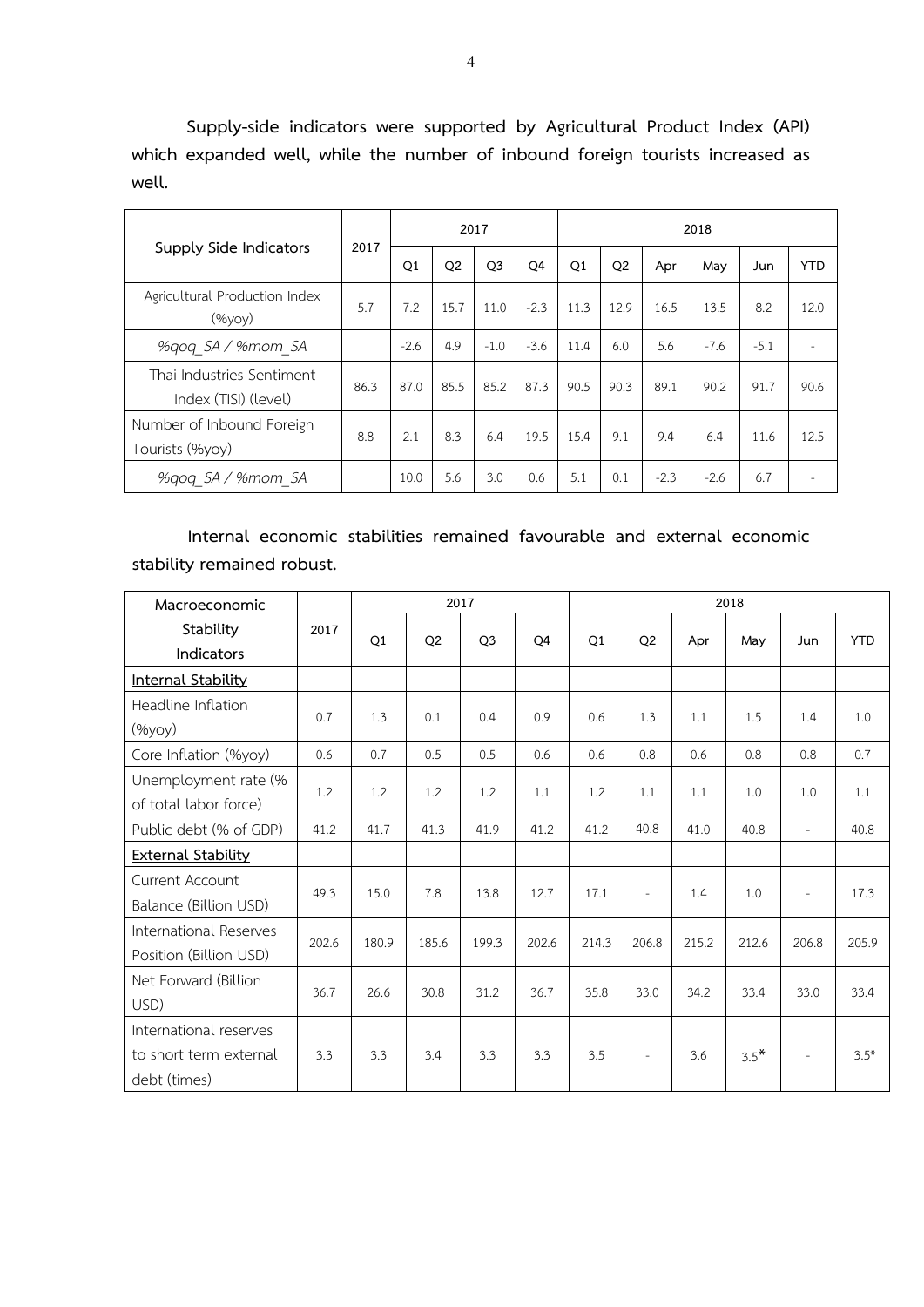**Supply-side indicators were supported by Agricultural Product Index (API) which expanded well, while the number of inbound foreign tourists increased as well.**

| Supply Side Indicators | 2017 | 2017 | | | | 2018 | | | | | |
|---|---|---|---|---|---|---|---|---|---|---|---|
| | | Q1 | Q2 | Q3 | Q4 | Q1 | Q2 | Apr | May | Jun | YTD |
| Agricultural Production Index (%yoy) | 5.7 | 7.2 | 15.7 | 11.0 | -2.3 | 11.3 | 12.9 | 16.5 | 13.5 | 8.2 | 12.0 |
| *%qoq_SA / %mom_SA* | | -2.6 | 4.9 | -1.0 | -3.6 | 11.4 | 6.0 | 5.6 | -7.6 | -5.1 | - |
| Thai Industries Sentiment Index (TISI) (level) | 86.3 | 87.0 | 85.5 | 85.2 | 87.3 | 90.5 | 90.3 | 89.1 | 90.2 | 91.7 | 90.6 |
| Number of Inbound Foreign Tourists (%yoy) | 8.8 | 2.1 | 8.3 | 6.4 | 19.5 | 15.4 | 9.1 | 9.4 | 6.4 | 11.6 | 12.5 |
| *%qoq_SA / %mom_SA* | | 10.0 | 5.6 | 3.0 | 0.6 | 5.1 | 0.1 | -2.3 | -2.6 | 6.7 | - |

**Internal economic stabilities remained favourable and external economic stability remained robust.**

| Macroeconomic Stability Indicators | 2017 | 2017 | | | | 2018 | | | | | |
|---|---|---|---|---|---|---|---|---|---|---|---|
| | | Q1 | Q2 | Q3 | Q4 | Q1 | Q2 | Apr | May | Jun | YTD |
| **Internal Stability** | | | | | | | | | | | |
| Headline Inflation (%yoy) | 0.7 | 1.3 | 0.1 | 0.4 | 0.9 | 0.6 | 1.3 | 1.1 | 1.5 | 1.4 | 1.0 |
| Core Inflation (%yoy) | 0.6 | 0.7 | 0.5 | 0.5 | 0.6 | 0.6 | 0.8 | 0.6 | 0.8 | 0.8 | 0.7 |
| Unemployment rate (% of total labor force) | 1.2 | 1.2 | 1.2 | 1.2 | 1.1 | 1.2 | 1.1 | 1.1 | 1.0 | 1.0 | 1.1 |
| Public debt (% of GDP) | 41.2 | 41.7 | 41.3 | 41.9 | 41.2 | 41.2 | 40.8 | 41.0 | 40.8 | - | 40.8 |
| **External Stability** | | | | | | | | | | | |
| Current Account Balance (Billion USD) | 49.3 | 15.0 | 7.8 | 13.8 | 12.7 | 17.1 | - | 1.4 | 1.0 | - | 17.3 |
| International Reserves Position (Billion USD) | 202.6 | 180.9 | 185.6 | 199.3 | 202.6 | 214.3 | 206.8 | 215.2 | 212.6 | 206.8 | 205.9 |
| Net Forward (Billion USD) | 36.7 | 26.6 | 30.8 | 31.2 | 36.7 | 35.8 | 33.0 | 34.2 | 33.4 | 33.0 | 33.4 |
| International reserves to short term external debt (times) | 3.3 | 3.3 | 3.4 | 3.3 | 3.3 | 3.5 | - | 3.6 | 3.5* | - | 3.5* |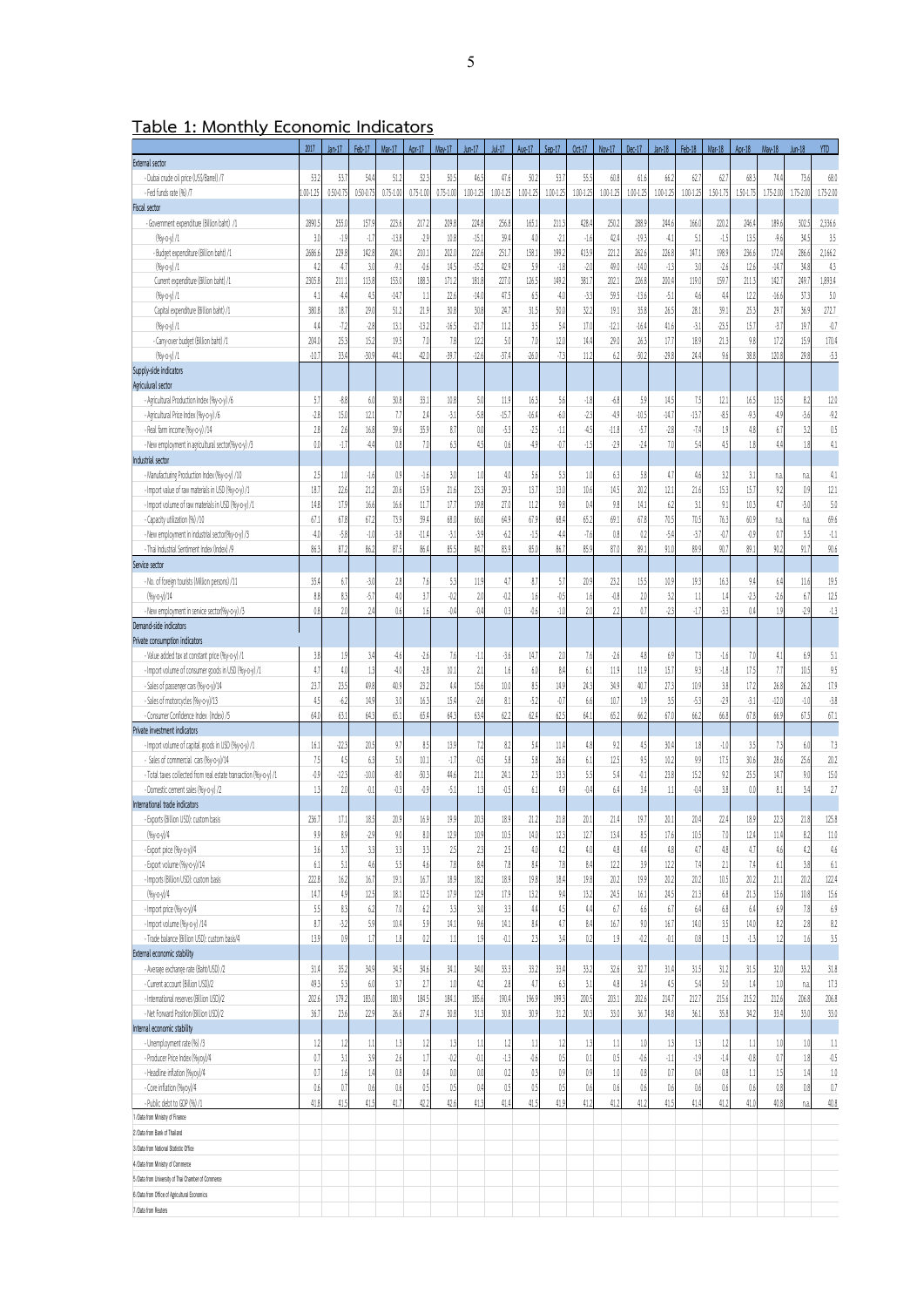## Table 1: Monthly Economic Indicators

| | 2017 | Jan-17 | Feb-17 | Mar-17 | Apr-17 | May-17 | Jun-17 | Jul-17 | Aug-17 | Sep-17 | Oct-17 | Nov-17 | Dec-17 | Jan-18 | Feb-18 | Mar-18 | Apr-18 | May-18 | Jun-18 | YTD |
|---|---|---|---|---|---|---|---|---|---|---|---|---|---|---|---|---|---|---|---|---|
| **External sector** | | | | | | | | | | | | | | | | | | | | |
| - Dubai crude oil price (US$/Barrel) /7 | 53.2 | 53.7 | 54.4 | 51.2 | 52.5 | 50.5 | 46.5 | 47.6 | 50.2 | 53.7 | 55.5 | 60.8 | 61.6 | 66.2 | 62.7 | 62.7 | 68.3 | 74.4 | 73.6 | 68.0 |
| - Fed funds rate (%) /7 | 1.00-1.25 | 0.50-0.75 | 0.50-0.75 | 0.75-1.00 | 0.75-1.00 | 0.75-1.00 | 1.00-1.25 | 1.00-1.25 | 1.00-1.25 | 1.00-1.25 | 1.00-1.25 | 1.00-1.25 | 1.00-1.25 | 1.00-1.25 | 1.00-1.25 | 1.50-1.75 | 1.50-1.75 | 1.75-2.00 | 1.75-2.00 | 1.75-2.00 |
| **Fiscal sector** | | | | | | | | | | | | | | | | | | | | |
| - Government expenditure (Billion baht) /1 | 2890.5 | 255.0 | 157.9 | 223.6 | 217.2 | 209.8 | 224.8 | 256.8 | 165.1 | 211.3 | 428.4 | 250.2 | 288.9 | 244.6 | 166.0 | 220.2 | 246.4 | 189.6 | 302.5 | 2,336.6 |
| (%y-o-y) /1 | 3.0 | -1.9 | -1.7 | -13.8 | -2.9 | 10.8 | -15.1 | 39.4 | 4.0 | -2.1 | -1.6 | 42.4 | -19.3 | -4.1 | 5.1 | -1.5 | 13.5 | -9.6 | 34.5 | 3.5 |
| - Budget expenditure (Billion baht) /1 | 2686.6 | 229.8 | 142.8 | 204.1 | 210.1 | 202.0 | 212.6 | 251.7 | 158.1 | 199.2 | 413.9 | 221.2 | 262.6 | 226.8 | 147.1 | 198.9 | 236.6 | 172.4 | 286.6 | 2,166.2 |
| (%y-o-y) /1 | 4.2 | -4.7 | 3.0 | -9.1 | -0.6 | 14.5 | -15.2 | 42.9 | 5.9 | -1.8 | -2.0 | 49.0 | -14.0 | -1.3 | 3.0 | -2.6 | 12.6 | -14.7 | 34.8 | 4.3 |
| Current expenditure (Billion baht) /1 | 2305.8 | 211.1 | 113.8 | 153.0 | 188.3 | 171.2 | 181.8 | 227.0 | 126.5 | 149.2 | 381.7 | 202.1 | 226.8 | 200.4 | 119.0 | 159.7 | 211.3 | 142.7 | 249.7 | 1,893.4 |
| (%y-o-y) /1 | 4.1 | -4.4 | 4.5 | -14.7 | 1.1 | 22.6 | -14.0 | 47.5 | 6.5 | -4.0 | -3.3 | 59.5 | -13.6 | -5.1 | 4.6 | 4.4 | 12.2 | -16.6 | 37.3 | 5.0 |
| Capital expenditure (Billion baht) /1 | 380.8 | 18.7 | 29.0 | 51.2 | 21.9 | 30.8 | 30.8 | 24.7 | 31.5 | 50.0 | 32.2 | 19.1 | 35.8 | 26.5 | 28.1 | 39.1 | 25.3 | 29.7 | 36.9 | 272.7 |
| (%y-o-y) /1 | 4.4 | -7.2 | -2.8 | 13.1 | -13.2 | -16.5 | -21.7 | 11.2 | 3.5 | 5.4 | 17.0 | -12.1 | -16.4 | 41.6 | -3.1 | -23.5 | 15.7 | -3.7 | 19.7 | -0.7 |
| - Carry-over budget (Billion baht) /1 | 204.0 | 25.3 | 15.2 | 19.5 | 7.0 | 7.8 | 12.2 | 5.0 | 7.0 | 12.0 | 14.4 | 29.0 | 26.3 | 17.7 | 18.9 | 21.3 | 9.8 | 17.2 | 15.9 | 170.4 |
| (%y-o-y) /1 | -10.7 | 33.4 | -30.9 | -44.1 | -42.0 | -39.7 | -12.6 | -37.4 | -26.0 | -7.5 | 11.2 | 6.2 | -50.2 | -29.8 | 24.4 | 9.6 | 38.8 | 120.8 | 29.8 | -5.3 |
| **Supply-side indicators** | | | | | | | | | | | | | | | | | | | | |
| **Agricultural sector** | | | | | | | | | | | | | | | | | | | | |
| - Agricultural Production Index (%y-o-y) /6 | 5.7 | -8.8 | 6.0 | 30.8 | 33.1 | 10.8 | 5.0 | 11.9 | 16.3 | 5.6 | -1.8 | -6.8 | 5.9 | 14.5 | 7.5 | 12.1 | 16.5 | 13.5 | 8.2 | 12.0 |
| - Agricultural Price Index (%y-o-y) /6 | -2.8 | 15.0 | 12.1 | 7.7 | 2.4 | -3.1 | -5.8 | -15.7 | -16.4 | -6.0 | -2.5 | -4.9 | -10.5 | -14.7 | -13.7 | -8.5 | -9.3 | -4.9 | -3.6 | -9.2 |
| - Real farm income (%y-o-y) /14 | 2.8 | 2.6 | 16.8 | 39.6 | 35.9 | 8.7 | 0.0 | -5.3 | -2.5 | -1.1 | -4.5 | -11.8 | -5.7 | -2.8 | -7.4 | 1.9 | 4.8 | 6.7 | 3.2 | 0.5 |
| - New employment in agricultural sector(%y-o-y) /3 | 0.0 | -1.7 | -4.4 | 0.8 | 7.0 | 6.3 | 4.5 | 0.6 | -4.9 | -0.7 | -1.5 | -2.9 | -2.4 | 7.0 | 5.4 | 4.5 | 1.8 | 4.4 | 1.8 | 4.1 |
| **Industrial sector** | | | | | | | | | | | | | | | | | | | | |
| - Manufacturing Production Index (%y-o-y) /10 | 2.5 | 1.0 | -1.6 | 0.9 | -1.6 | 3.0 | 1.0 | 4.0 | 5.6 | 5.5 | 1.0 | 6.3 | 5.8 | 4.7 | 4.6 | 3.2 | 3.1 | n.a. | n.a. | 4.1 |
| - Import value of raw materials in USD (%y-o-y) /1 | 18.7 | 22.6 | 21.2 | 20.6 | 15.9 | 21.6 | 23.3 | 29.3 | 13.7 | 13.0 | 10.6 | 14.5 | 20.2 | 12.1 | 21.6 | 15.3 | 15.7 | 9.2 | 0.9 | 12.1 |
| - Import volume of raw materials in USD (%y-o-y) /1 | 14.8 | 17.9 | 16.6 | 16.6 | 11.7 | 17.7 | 19.8 | 27.0 | 11.2 | 9.8 | 0.4 | 9.8 | 14.1 | 6.2 | 3.1 | 9.1 | 10.3 | 4.7 | -3.0 | 5.0 |
| - Capacity utilization (%) /10 | 67.1 | 67.8 | 67.2 | 73.9 | 59.4 | 68.0 | 66.0 | 64.9 | 67.9 | 68.4 | 65.2 | 69.1 | 67.8 | 70.5 | 70.5 | 76.3 | 60.9 | n.a. | n.a. | 69.6 |
| - New employment in industrial sector(%y-o-y) /3 | -4.0 | -5.8 | -1.0 | -3.8 | -11.4 | -3.1 | -3.9 | -6.2 | -1.5 | -4.4 | -7.6 | 0.8 | 0.2 | -5.4 | -3.7 | -0.7 | -0.9 | 0.7 | 3.5 | -1.1 |
| - Thai Industrial Sentiment Index (Index) /9 | 86.3 | 87.2 | 86.2 | 87.5 | 86.4 | 85.5 | 84.7 | 83.9 | 85.0 | 86.7 | 85.9 | 87.0 | 89.1 | 91.0 | 89.9 | 90.7 | 89.1 | 90.2 | 91.7 | 90.6 |
| **Service sector** | | | | | | | | | | | | | | | | | | | | |
| - No. of foreign tourists (Million persons) /11 | 35.4 | 6.7 | -3.0 | 2.8 | 7.6 | 5.3 | 11.9 | 4.7 | 8.7 | 5.7 | 20.9 | 23.2 | 15.5 | 10.9 | 19.3 | 16.3 | 9.4 | 6.4 | 11.6 | 19.5 |
| (%y-o-y)/14 | 8.8 | 8.3 | -5.7 | 4.0 | 3.7 | -0.2 | 2.0 | -0.2 | 1.6 | -0.5 | 1.6 | -0.8 | 2.0 | 3.2 | 1.1 | 1.4 | -2.3 | -2.6 | 6.7 | 12.5 |
| - New employment in service sector(%y-o-y) /3 | 0.8 | 2.0 | 2.4 | 0.6 | 1.6 | -0.4 | -0.4 | 0.3 | -0.6 | -1.0 | 2.0 | 2.2 | 0.7 | -2.5 | -1.7 | -3.3 | 0.4 | 1.9 | -2.9 | -1.3 |
| **Demand-side indicators** | | | | | | | | | | | | | | | | | | | | |
| **Private consumption indicators** | | | | | | | | | | | | | | | | | | | | |
| - Value added tax at constant price (%y-o-y) /1 | 3.8 | 1.9 | 3.4 | -4.6 | -2.6 | 7.6 | -1.1 | -3.6 | 14.7 | 2.0 | 7.6 | -2.6 | 4.8 | 6.9 | 7.3 | -1.6 | 7.0 | 4.1 | 6.9 | 5.1 |
| - Import volume of consumer goods in USD (%y-o-y) /1 | 4.7 | 4.0 | 1.3 | -4.0 | -2.8 | 10.1 | 2.1 | 1.6 | 6.0 | 8.4 | 6.1 | 11.9 | 11.9 | 15.7 | 9.3 | -1.8 | 17.5 | 7.7 | 10.5 | 9.5 |
| - Sales of passenger cars (%y-o-y)/14 | 23.7 | 23.5 | 49.8 | 40.9 | 23.2 | 4.4 | 15.6 | 10.0 | 8.5 | 14.9 | 24.3 | 34.9 | 40.7 | 27.3 | 10.9 | 3.8 | 17.2 | 26.8 | 26.2 | 17.9 |
| - Sales of motorcycles (%y-o-y)/13 | 4.5 | -6.2 | 14.9 | 3.0 | 16.3 | 15.4 | -2.6 | 8.1 | -5.2 | -0.7 | 6.6 | 10.7 | 1.9 | 3.5 | -5.3 | -2.9 | -3.1 | -12.0 | -1.0 | -3.8 |
| - Consumer Confidence Index (Index) /5 | 64.0 | 63.1 | 64.3 | 65.1 | 65.4 | 64.3 | 63.4 | 62.2 | 62.4 | 62.5 | 64.1 | 65.2 | 66.2 | 67.0 | 66.2 | 66.8 | 67.8 | 66.9 | 67.5 | 67.1 |
| **Private investment indicators** | | | | | | | | | | | | | | | | | | | | |
| - Import volume of capital goods in USD (%y-o-y) /1 | 16.1 | -22.3 | 20.5 | 9.7 | 8.5 | 13.9 | 7.2 | 8.2 | 5.4 | 11.4 | 4.8 | 9.2 | 4.5 | 30.4 | 1.8 | -1.0 | 3.5 | 7.5 | 6.0 | 7.3 |
| - Sales of commercial cars (%y-o-y)/14 | 7.5 | 4.5 | 6.3 | 5.0 | 10.1 | -1.7 | -0.5 | 5.8 | 5.8 | 26.6 | 6.1 | 12.5 | 9.5 | 10.2 | 9.9 | 17.5 | 30.6 | 28.6 | 25.6 | 20.2 |
| - Total taxes collected from real estate transaction (%y-o-y) /1 | -0.9 | -12.3 | -10.0 | -8.0 | -50.3 | 44.6 | 21.1 | 24.1 | 2.3 | 13.3 | 5.5 | 5.4 | -0.1 | 23.8 | 15.2 | 9.2 | 25.5 | 14.7 | 9.0 | 15.0 |
| - Domestic cement sales (%y-o-y) /2 | 1.3 | 2.0 | -0.1 | -0.3 | -0.9 | -5.1 | 1.3 | -0.5 | 6.1 | 4.9 | -0.4 | 6.4 | 3.4 | 1.1 | -0.4 | 3.8 | 0.0 | 8.1 | 3.4 | 2.7 |
| **International trade indicators** | | | | | | | | | | | | | | | | | | | | |
| - Exports (Billion USD): custom basis | 236.7 | 17.1 | 18.5 | 20.9 | 16.9 | 19.9 | 20.3 | 18.9 | 21.2 | 21.8 | 20.1 | 21.4 | 19.7 | 20.1 | 20.4 | 22.4 | 18.9 | 22.3 | 21.8 | 125.8 |
| (%y-o-y)/4 | 9.9 | 8.9 | -2.9 | 9.0 | 8.0 | 12.9 | 10.9 | 10.5 | 14.0 | 12.3 | 12.7 | 13.4 | 8.5 | 17.6 | 10.5 | 7.0 | 12.4 | 11.4 | 8.2 | 11.0 |
| - Export price (%y-o-y)/4 | 3.6 | 3.7 | 3.3 | 3.3 | 3.5 | 2.5 | 2.3 | 2.5 | 4.0 | 4.2 | 4.0 | 4.8 | 4.4 | 4.8 | 4.7 | 4.8 | 4.7 | 4.6 | 4.2 | 4.6 |
| - Export volume (%y-o-y)/14 | 6.1 | 5.1 | 4.6 | 5.5 | 4.6 | 7.8 | 8.4 | 7.8 | 8.4 | 7.8 | 8.4 | 12.2 | 3.9 | 12.2 | 7.4 | 2.1 | 7.4 | 6.1 | 3.8 | 6.1 |
| - Imports (Billion USD): custom basis | 222.8 | 16.2 | 16.7 | 19.1 | 16.7 | 18.9 | 18.2 | 18.9 | 19.8 | 18.4 | 19.8 | 20.2 | 19.9 | 20.2 | 20.2 | 10.5 | 20.2 | 21.1 | 20.2 | 122.4 |
| (%y-o-y)/4 | 14.7 | 4.9 | 12.5 | 18.1 | 12.5 | 17.9 | 12.9 | 17.9 | 13.2 | 9.4 | 13.2 | 24.5 | 16.1 | 24.5 | 21.3 | 6.8 | 21.3 | 15.6 | 10.8 | 15.6 |
| - Import price (%y-o-y)/4 | 5.5 | 8.5 | 6.2 | 7.0 | 6.2 | 3.3 | 3.0 | 3.3 | 4.4 | 4.5 | 4.4 | 6.7 | 6.6 | 6.7 | 6.4 | 6.8 | 6.4 | 6.9 | 7.8 | 6.9 |
| - Import volume (%y-o-y) /14 | 8.7 | -3.2 | 5.9 | 10.4 | 5.9 | 14.1 | 9.6 | 14.1 | 8.4 | 4.7 | 8.4 | 16.7 | 9.0 | 16.7 | 14.0 | 3.5 | 14.0 | 8.2 | 2.8 | 8.2 |
| - Trade balance (Billion USD): custom basis/4 | 13.9 | 0.9 | 1.7 | 1.8 | 0.2 | 1.1 | 1.9 | -0.1 | 2.3 | 3.4 | 0.2 | 1.3 | -0.2 | -0.1 | 0.8 | 1.3 | -1.3 | 1.2 | 1.6 | 3.5 |
| **External economic stability** | | | | | | | | | | | | | | | | | | | | |
| - Average exchange rate (Baht/USD) /2 | 31.4 | 35.2 | 34.9 | 34.5 | 34.6 | 34.1 | 34.0 | 33.3 | 33.2 | 33.4 | 33.2 | 32.6 | 32.7 | 31.4 | 31.5 | 31.2 | 31.5 | 32.0 | 33.2 | 31.8 |
| - Current account (Billion USD)/2 | 49.3 | 5.3 | 6.0 | 3.7 | 2.7 | 1.0 | 4.2 | 2.8 | 4.7 | 6.3 | 3.1 | 4.8 | 3.4 | 4.5 | 5.4 | 5.0 | 1.4 | 1.0 | n.a. | 17.3 |
| - International reserves (Billion USD)/2 | 202.6 | 179.2 | 183.0 | 180.9 | 184.5 | 184.1 | 185.6 | 190.4 | 196.9 | 199.3 | 200.5 | 203.1 | 202.6 | 214.7 | 212.7 | 215.6 | 215.2 | 212.6 | 206.8 | 206.8 |
| - Net Forward Position (Billion USD)/2 | 36.7 | 23.6 | 22.9 | 26.6 | 27.4 | 30.8 | 31.3 | 30.8 | 30.9 | 31.2 | 30.3 | 33.0 | 36.7 | 34.8 | 36.1 | 35.8 | 34.2 | 33.4 | 33.0 | 33.0 |
| **Internal economic stability** | | | | | | | | | | | | | | | | | | | | |
| - Unemployment rate (%) /3 | 1.2 | 1.2 | 1.1 | 1.3 | 1.2 | 1.3 | 1.1 | 1.2 | 1.1 | 1.2 | 1.3 | 1.1 | 1.0 | 1.3 | 1.3 | 1.2 | 1.1 | 1.0 | 1.0 | 1.1 |
| - Producer Price Index (%yoy)/4 | 0.7 | 3.1 | 3.9 | 2.6 | 1.7 | -0.2 | -0.1 | -1.3 | -0.6 | 0.5 | 0.1 | 0.5 | -0.6 | -1.1 | -1.9 | -1.4 | -0.8 | 0.7 | 1.8 | -0.5 |
| - Headline inflation (%yoy)/4 | 0.7 | 1.6 | 1.4 | 0.8 | 0.4 | 0.0 | 0.0 | 0.2 | 0.3 | 0.9 | 0.9 | 1.0 | 0.8 | 0.7 | 0.4 | 0.8 | 1.1 | 1.5 | 1.4 | 1.0 |
| - Core inflation (%yoy)/4 | 0.6 | 0.7 | 0.6 | 0.6 | 0.5 | 0.5 | 0.4 | 0.5 | 0.5 | 0.5 | 0.6 | 0.6 | 0.6 | 0.6 | 0.6 | 0.6 | 0.6 | 0.8 | 0.8 | 0.7 |
| - Public debt to GDP (%) /1 | 41.8 | 41.5 | 41.5 | 41.7 | 42.2 | 42.6 | 41.3 | 41.4 | 41.5 | 41.9 | 41.2 | 41.2 | 41.2 | 41.5 | 41.4 | 41.2 | 41.0 | 40.8 | n.a. | 40.8 |

1/Data from Ministry of Finance

2/Data from Bank of Thailand

3/Data from National Statistic Office

4/Data from Ministry of Commerce

5/Data from University of Thai Chamber of Commerce

6/Data from Office of Agricultural Economics

7/Data from Reuters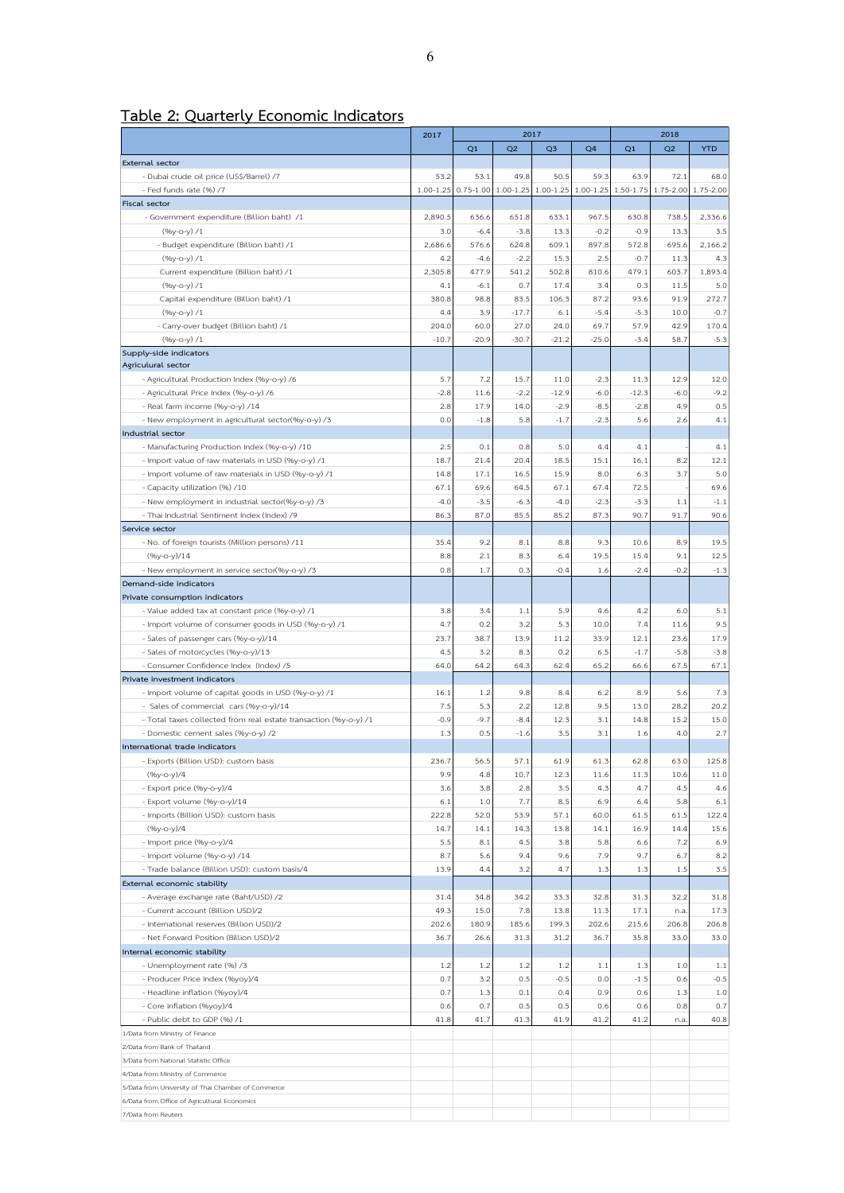## Table 2: Quarterly Economic Indicators

| | 2017 | 2017 | | | | 2018 | | |
|---|---|---|---|---|---|---|---|---|
| | | Q1 | Q2 | Q3 | Q4 | Q1 | Q2 | YTD |
| **External sector** | | | | | | | | |
| - Dubai crude oil price (US$/Barrel) /7 | 53.2 | 53.1 | 49.8 | 50.5 | 59.3 | 63.9 | 72.1 | 68.0 |
| - Fed funds rate (%) /7 | 1.00-1.25 | 0.75-1.00 | 1.00-1.25 | 1.00-1.25 | 1.00-1.25 | 1.50-1.75 | 1.75-2.00 | 1.75-2.00 |
| **Fiscal sector** | | | | | | | | |
| - Government expenditure (Billion baht) /1 | 2,890.5 | 636.6 | 651.8 | 633.1 | 967.5 | 630.8 | 738.5 | 2,336.6 |
| (%y-o-y) /1 | 3.0 | -6.4 | -3.8 | 13.3 | -0.2 | -0.9 | 13.3 | 3.5 |
| - Budget expenditure (Billion baht) /1 | 2,686.6 | 576.6 | 624.8 | 609.1 | 897.8 | 572.8 | 695.6 | 2,166.2 |
| (%y-o-y) /1 | 4.2 | -4.6 | -2.2 | 15.3 | 2.5 | -0.7 | 11.3 | 4.3 |
| Current expenditure (Billion baht) /1 | 2,305.8 | 477.9 | 541.2 | 502.8 | 810.6 | 479.1 | 603.7 | 1,893.4 |
| (%y-o-y) /1 | 4.1 | -6.1 | 0.7 | 17.4 | 3.4 | 0.3 | 11.5 | 5.0 |
| Capital expenditure (Billion baht) /1 | 380.8 | 98.8 | 83.5 | 106.3 | 87.2 | 93.6 | 91.9 | 272.7 |
| (%y-o-y) /1 | 4.4 | 3.9 | -17.7 | 6.1 | -5.4 | -5.3 | 10.0 | -0.7 |
| - Carry-over budget (Billion baht) /1 | 204.0 | 60.0 | 27.0 | 24.0 | 69.7 | 57.9 | 42.9 | 170.4 |
| (%y-o-y) /1 | -10.7 | -20.9 | -30.7 | -21.2 | -25.0 | -3.4 | 58.7 | -5.3 |
| **Supply-side indicators** | | | | | | | | |
| **Agricultural sector** | | | | | | | | |
| - Agricultural Production Index (%y-o-y) /6 | 5.7 | 7.2 | 15.7 | 11.0 | -2.3 | 11.3 | 12.9 | 12.0 |
| - Agricultural Price Index (%y-o-y) /6 | -2.8 | 11.6 | -2.2 | -12.9 | -6.0 | -12.3 | -6.0 | -9.2 |
| - Real farm income (%y-o-y) /14 | 2.8 | 17.9 | 14.0 | -2.9 | -8.5 | -2.8 | 4.9 | 0.5 |
| - New employment in agricultural sector(%y-o-y) /3 | 0.0 | -1.8 | 5.8 | -1.7 | -2.3 | 5.6 | 2.6 | 4.1 |
| **Industrial sector** | | | | | | | | |
| - Manufacturing Production Index (%y-o-y) /10 | 2.5 | 0.1 | 0.8 | 5.0 | 4.4 | 4.1 | - | 4.1 |
| - Import value of raw materials in USD (%y-o-y) /1 | 18.7 | 21.4 | 20.4 | 18.5 | 15.1 | 16.1 | 8.2 | 12.1 |
| - Import volume of raw materials in USD (%y-o-y) /1 | 14.8 | 17.1 | 16.5 | 15.9 | 8.0 | 6.3 | 3.7 | 5.0 |
| - Capacity utilization (%) /10 | 67.1 | 69.6 | 64.5 | 67.1 | 67.4 | 72.5 | - | 69.6 |
| - New employment in industrial sector(%y-o-y) /3 | -4.0 | -3.5 | -6.3 | -4.0 | -2.3 | -3.3 | 1.1 | -1.1 |
| - Thai Industrial Sentiment Index (Index) /9 | 86.3 | 87.0 | 85.5 | 85.2 | 87.3 | 90.7 | 91.7 | 90.6 |
| **Service sector** | | | | | | | | |
| - No. of foreign tourists (Million persons) /11 | 35.4 | 9.2 | 8.1 | 8.8 | 9.3 | 10.6 | 8.9 | 19.5 |
| (%y-o-y)/14 | 8.8 | 2.1 | 8.3 | 6.4 | 19.5 | 15.4 | 9.1 | 12.5 |
| - New employment in service sector(%y-o-y) /3 | 0.8 | 1.7 | 0.3 | -0.4 | 1.6 | -2.4 | -0.2 | -1.3 |
| **Demand-side indicators** | | | | | | | | |
| **Private consumption indicators** | | | | | | | | |
| - Value added tax at constant price (%y-o-y) /1 | 3.8 | 3.4 | 1.1 | 5.9 | 4.6 | 4.2 | 6.0 | 5.1 |
| - Import volume of consumer goods in USD (%y-o-y) /1 | 4.7 | 0.2 | 3.2 | 5.3 | 10.0 | 7.4 | 11.6 | 9.5 |
| - Sales of passenger cars (%y-o-y)/14 | 23.7 | 38.7 | 13.9 | 11.2 | 33.9 | 12.1 | 23.6 | 17.9 |
| - Sales of motorcycles (%y-o-y)/13 | 4.5 | 3.2 | 8.3 | 0.2 | 6.5 | -1.7 | -5.8 | -3.8 |
| - Consumer Confidence Index (Index) /5 | 64.0 | 64.2 | 64.3 | 62.4 | 65.2 | 66.6 | 67.5 | 67.1 |
| **Private investment indicators** | | | | | | | | |
| - Import volume of capital goods in USD (%y-o-y) /1 | 16.1 | 1.2 | 9.8 | 8.4 | 6.2 | 8.9 | 5.6 | 7.3 |
| - Sales of commercial cars (%y-o-y)/14 | 7.5 | 5.3 | 2.2 | 12.8 | 9.5 | 13.0 | 28.2 | 20.2 |
| - Total taxes collected from real estate transaction (%y-o-y) /1 | -0.9 | -9.7 | -8.4 | 12.3 | 3.1 | 14.8 | 15.2 | 15.0 |
| - Domestic cement sales (%y-o-y) /2 | 1.3 | 0.5 | -1.6 | 3.5 | 3.1 | 1.6 | 4.0 | 2.7 |
| **International trade indicators** | | | | | | | | |
| - Exports (Billion USD): custom basis | 236.7 | 56.5 | 57.1 | 61.9 | 61.3 | 62.8 | 63.0 | 125.8 |
| (%y-o-y)/4 | 9.9 | 4.8 | 10.7 | 12.3 | 11.6 | 11.3 | 10.6 | 11.0 |
| - Export price (%y-o-y)/4 | 3.6 | 3.8 | 2.8 | 3.5 | 4.3 | 4.7 | 4.5 | 4.6 |
| - Export volume (%y-o-y)/14 | 6.1 | 1.0 | 7.7 | 8.5 | 6.9 | 6.4 | 5.8 | 6.1 |
| - Imports (Billion USD): custom basis | 222.8 | 52.0 | 53.9 | 57.1 | 60.0 | 61.5 | 61.5 | 122.4 |
| (%y-o-y)/4 | 14.7 | 14.1 | 14.3 | 13.8 | 14.1 | 16.9 | 14.4 | 15.6 |
| - Import price (%y-o-y)/4 | 5.5 | 8.1 | 4.5 | 3.8 | 5.8 | 6.6 | 7.2 | 6.9 |
| - Import volume (%y-o-y) /14 | 8.7 | 5.6 | 9.4 | 9.6 | 7.9 | 9.7 | 6.7 | 8.2 |
| - Trade balance (Billion USD): custom basis/4 | 13.9 | 4.4 | 3.2 | 4.7 | 1.3 | 1.3 | 1.5 | 3.5 |
| **External economic stability** | | | | | | | | |
| - Average exchange rate (Baht/USD) /2 | 31.4 | 34.8 | 34.2 | 33.3 | 32.8 | 31.3 | 32.2 | 31.8 |
| - Current account (Billion USD)/2 | 49.3 | 15.0 | 7.8 | 13.8 | 11.3 | 17.1 | n.a. | 17.3 |
| - International reserves (Billion USD)/2 | 202.6 | 180.9 | 185.6 | 199.3 | 202.6 | 215.6 | 206.8 | 206.8 |
| - Net Forward Position (Billion USD)/2 | 36.7 | 26.6 | 31.3 | 31.2 | 36.7 | 35.8 | 33.0 | 33.0 |
| **Internal economic stability** | | | | | | | | |
| - Unemployment rate (%) /3 | 1.2 | 1.2 | 1.2 | 1.2 | 1.1 | 1.3 | 1.0 | 1.1 |
| - Producer Price Index (%yoy)/4 | 0.7 | 3.2 | 0.5 | -0.5 | 0.0 | -1.5 | 0.6 | -0.5 |
| - Headline inflation (%yoy)/4 | 0.7 | 1.3 | 0.1 | 0.4 | 0.9 | 0.6 | 1.3 | 1.0 |
| - Core inflation (%yoy)/4 | 0.6 | 0.7 | 0.5 | 0.5 | 0.6 | 0.6 | 0.8 | 0.7 |
| - Public debt to GDP (%) /1 | 41.8 | 41.7 | 41.3 | 41.9 | 41.2 | 41.2 | n.a. | 40.8 |

1/Data from Ministry of Finance

2/Data from Bank of Thailand

3/Data from National Statistic Office

4/Data from Ministry of Commerce

5/Data from University of Thai Chamber of Commerce

6/Data from Office of Agricultural Economics

7/Data from Reuters